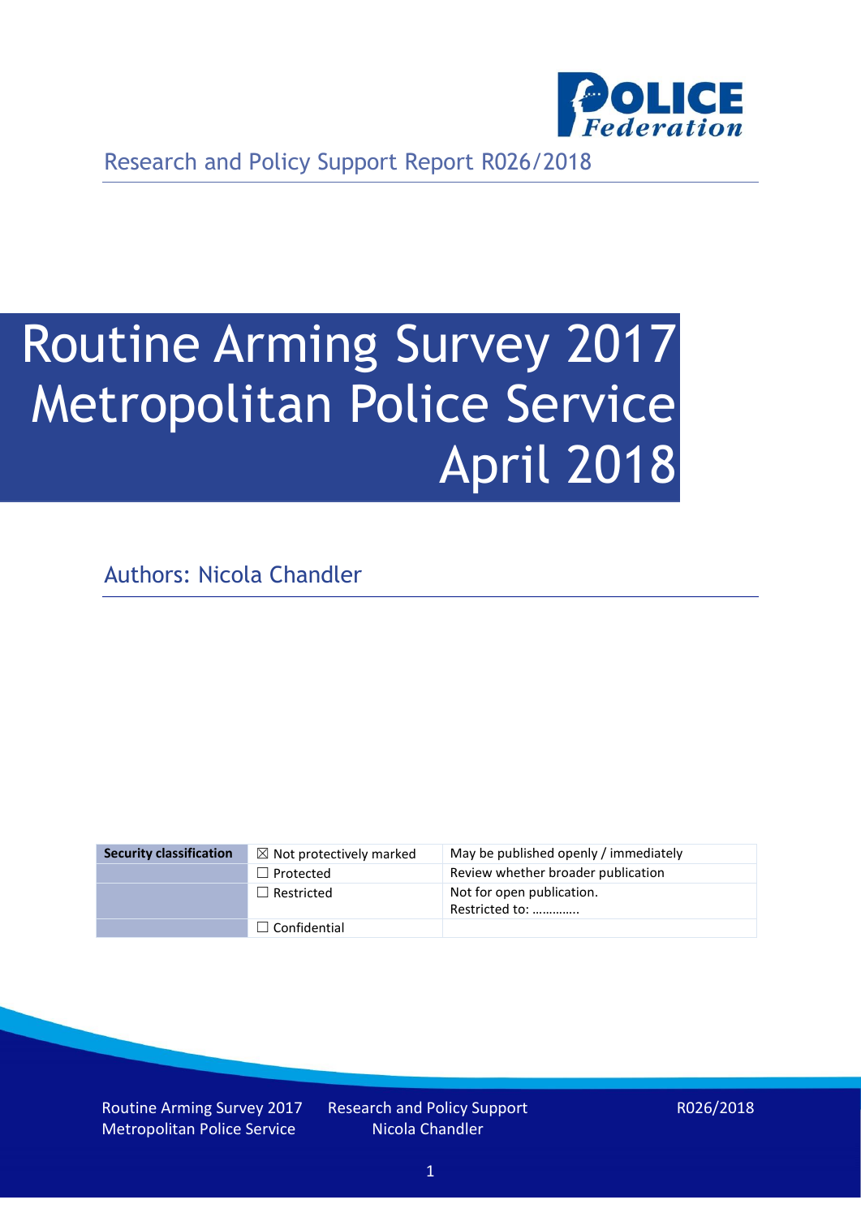Research and Policy Support Report R026/2018

# Routine Arming Survey 2017 Metropolitan Police Service April 2018

Authors: Nicola Chandler

| Security classification | ☒ Not protectively marked | May be published openly / immediately |
|---|---|---|
| | ☐ Protected | Review whether broader publication |
| | ☐ Restricted | Not for open publication. Restricted to: ………….. |
| | ☐ Confidential | |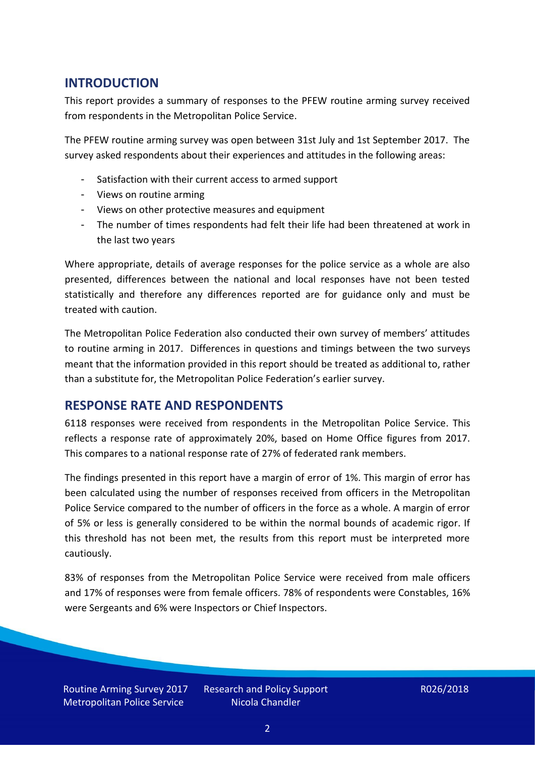## INTRODUCTION

This report provides a summary of responses to the PFEW routine arming survey received from respondents in the Metropolitan Police Service.

The PFEW routine arming survey was open between 31st July and 1st September 2017. The survey asked respondents about their experiences and attitudes in the following areas:

- Satisfaction with their current access to armed support
- Views on routine arming
- Views on other protective measures and equipment
- The number of times respondents had felt their life had been threatened at work in the last two years

Where appropriate, details of average responses for the police service as a whole are also presented, differences between the national and local responses have not been tested statistically and therefore any differences reported are for guidance only and must be treated with caution.

The Metropolitan Police Federation also conducted their own survey of members' attitudes to routine arming in 2017. Differences in questions and timings between the two surveys meant that the information provided in this report should be treated as additional to, rather than a substitute for, the Metropolitan Police Federation's earlier survey.

## RESPONSE RATE AND RESPONDENTS

6118 responses were received from respondents in the Metropolitan Police Service. This reflects a response rate of approximately 20%, based on Home Office figures from 2017. This compares to a national response rate of 27% of federated rank members.

The findings presented in this report have a margin of error of 1%. This margin of error has been calculated using the number of responses received from officers in the Metropolitan Police Service compared to the number of officers in the force as a whole. A margin of error of 5% or less is generally considered to be within the normal bounds of academic rigor. If this threshold has not been met, the results from this report must be interpreted more cautiously.

83% of responses from the Metropolitan Police Service were received from male officers and 17% of responses were from female officers. 78% of respondents were Constables, 16% were Sergeants and 6% were Inspectors or Chief Inspectors.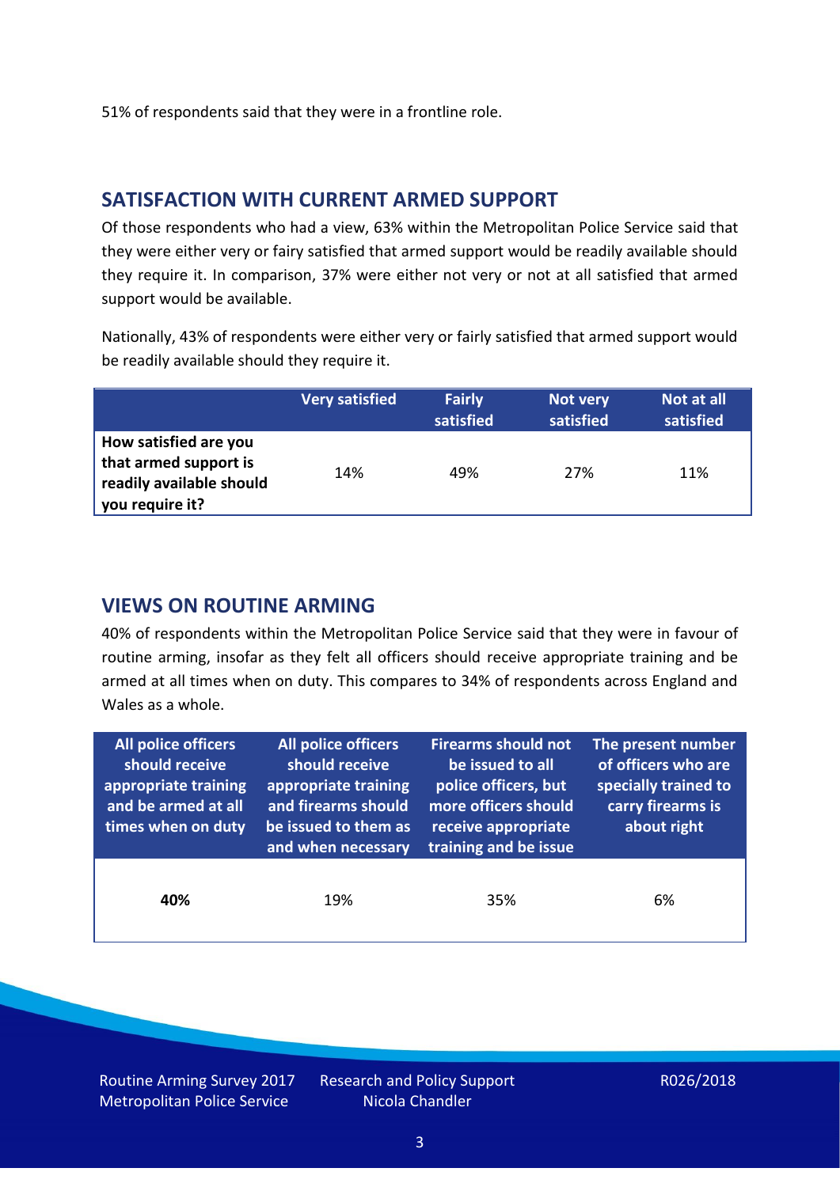51% of respondents said that they were in a frontline role.

## SATISFACTION WITH CURRENT ARMED SUPPORT

Of those respondents who had a view, 63% within the Metropolitan Police Service said that they were either very or fairy satisfied that armed support would be readily available should they require it. In comparison, 37% were either not very or not at all satisfied that armed support would be available.

Nationally, 43% of respondents were either very or fairly satisfied that armed support would be readily available should they require it.

| | Very satisfied | Fairly satisfied | Not very satisfied | Not at all satisfied |
|---|---|---|---|---|
| **How satisfied are you that armed support is readily available should you require it?** | 14% | 49% | 27% | 11% |

## VIEWS ON ROUTINE ARMING

40% of respondents within the Metropolitan Police Service said that they were in favour of routine arming, insofar as they felt all officers should receive appropriate training and be armed at all times when on duty. This compares to 34% of respondents across England and Wales as a whole.

| All police officers should receive appropriate training and be armed at all times when on duty | All police officers should receive appropriate training and firearms should be issued to them as and when necessary | Firearms should not be issued to all police officers, but more officers should receive appropriate training and be issue | The present number of officers who are specially trained to carry firearms is about right |
|---|---|---|---|
| **40%** | 19% | 35% | 6% |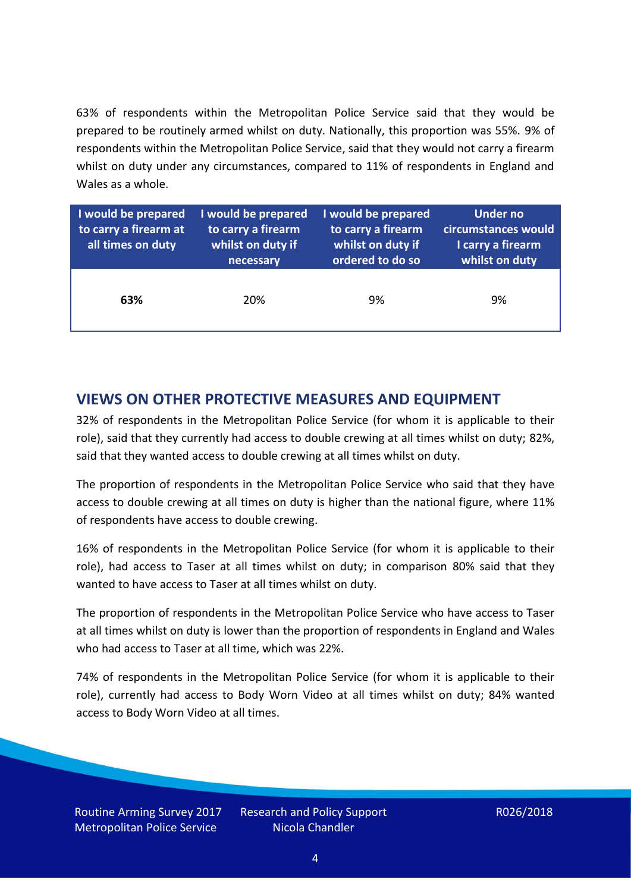63% of respondents within the Metropolitan Police Service said that they would be prepared to be routinely armed whilst on duty. Nationally, this proportion was 55%. 9% of respondents within the Metropolitan Police Service, said that they would not carry a firearm whilst on duty under any circumstances, compared to 11% of respondents in England and Wales as a whole.

| I would be prepared to carry a firearm at all times on duty | I would be prepared to carry a firearm whilst on duty if necessary | I would be prepared to carry a firearm whilst on duty if ordered to do so | Under no circumstances would I carry a firearm whilst on duty |
|---|---|---|---|
| **63%** | 20% | 9% | 9% |

## VIEWS ON OTHER PROTECTIVE MEASURES AND EQUIPMENT

32% of respondents in the Metropolitan Police Service (for whom it is applicable to their role), said that they currently had access to double crewing at all times whilst on duty; 82%, said that they wanted access to double crewing at all times whilst on duty.

The proportion of respondents in the Metropolitan Police Service who said that they have access to double crewing at all times on duty is higher than the national figure, where 11% of respondents have access to double crewing.

16% of respondents in the Metropolitan Police Service (for whom it is applicable to their role), had access to Taser at all times whilst on duty; in comparison 80% said that they wanted to have access to Taser at all times whilst on duty.

The proportion of respondents in the Metropolitan Police Service who have access to Taser at all times whilst on duty is lower than the proportion of respondents in England and Wales who had access to Taser at all time, which was 22%.

74% of respondents in the Metropolitan Police Service (for whom it is applicable to their role), currently had access to Body Worn Video at all times whilst on duty; 84% wanted access to Body Worn Video at all times.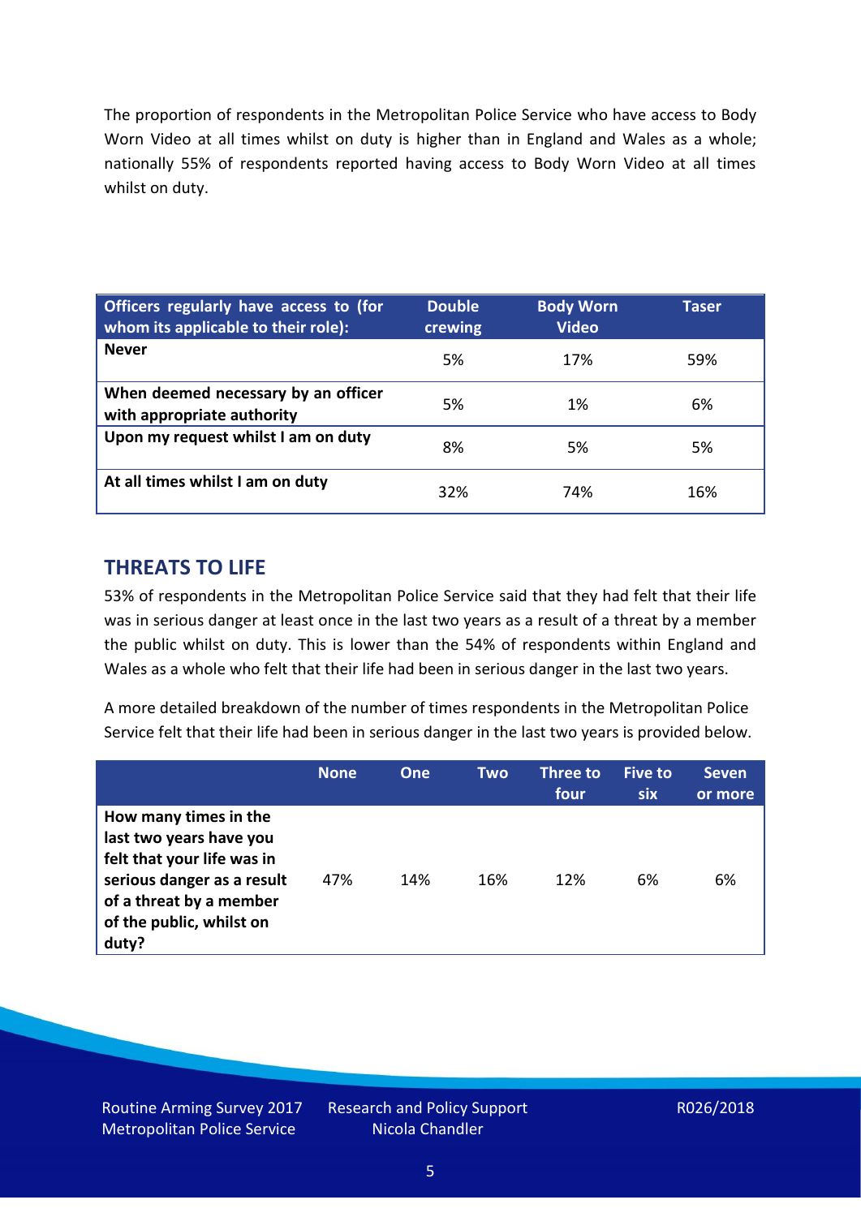The proportion of respondents in the Metropolitan Police Service who have access to Body Worn Video at all times whilst on duty is higher than in England and Wales as a whole; nationally 55% of respondents reported having access to Body Worn Video at all times whilst on duty.

| Officers regularly have access to (for whom its applicable to their role): | Double crewing | Body Worn Video | Taser |
|---|---|---|---|
| **Never** | 5% | 17% | 59% |
| **When deemed necessary by an officer with appropriate authority** | 5% | 1% | 6% |
| **Upon my request whilst I am on duty** | 8% | 5% | 5% |
| **At all times whilst I am on duty** | 32% | 74% | 16% |

## THREATS TO LIFE

53% of respondents in the Metropolitan Police Service said that they had felt that their life was in serious danger at least once in the last two years as a result of a threat by a member the public whilst on duty. This is lower than the 54% of respondents within England and Wales as a whole who felt that their life had been in serious danger in the last two years.

A more detailed breakdown of the number of times respondents in the Metropolitan Police Service felt that their life had been in serious danger in the last two years is provided below.

| | None | One | Two | Three to four | Five to six | Seven or more |
|---|---|---|---|---|---|---|
| **How many times in the last two years have you felt that your life was in serious danger as a result of a threat by a member of the public, whilst on duty?** | 47% | 14% | 16% | 12% | 6% | 6% |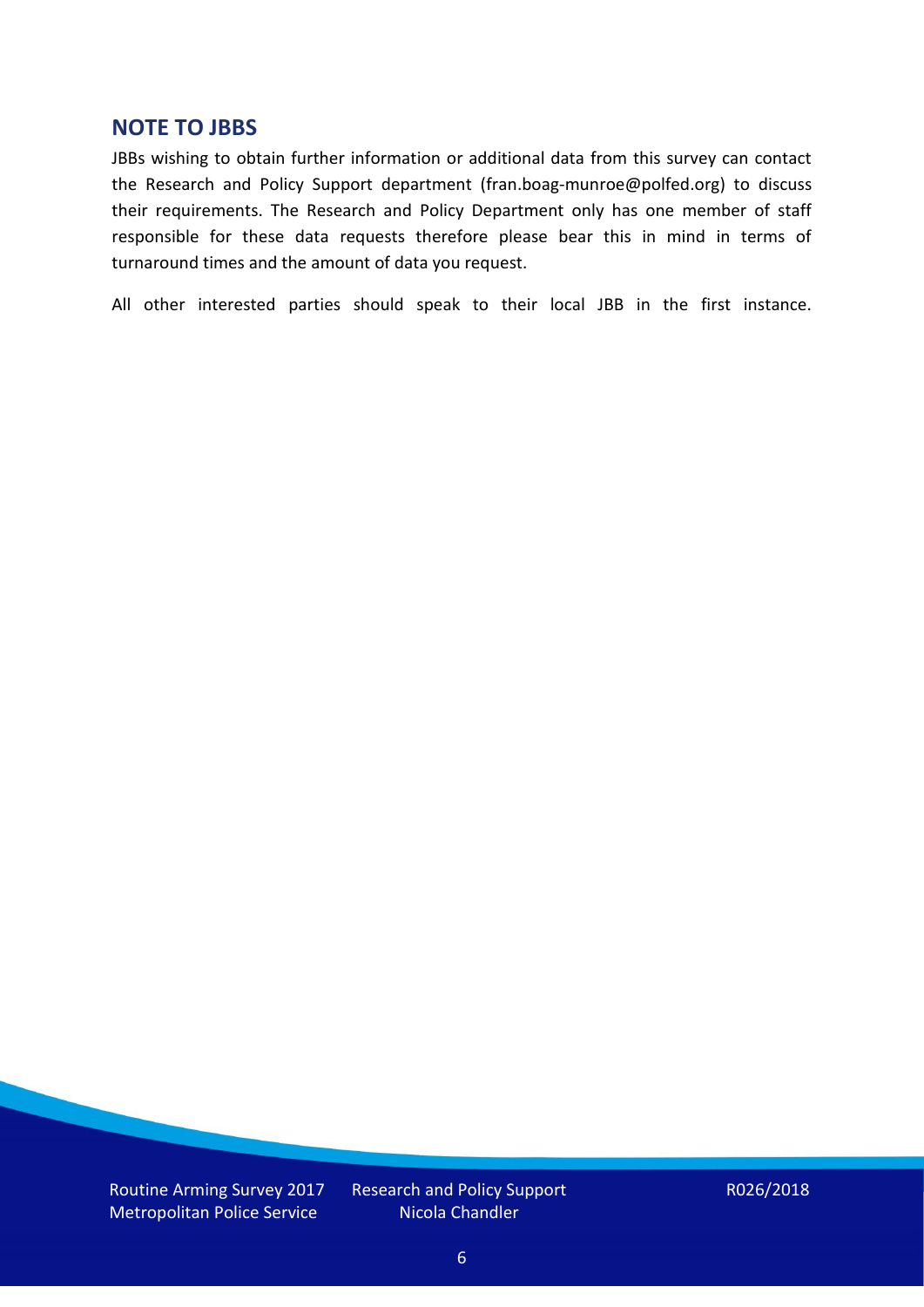## NOTE TO JBBS

JBBs wishing to obtain further information or additional data from this survey can contact the Research and Policy Support department (fran.boag-munroe@polfed.org) to discuss their requirements. The Research and Policy Department only has one member of staff responsible for these data requests therefore please bear this in mind in terms of turnaround times and the amount of data you request.

All other interested parties should speak to their local JBB in the first instance.